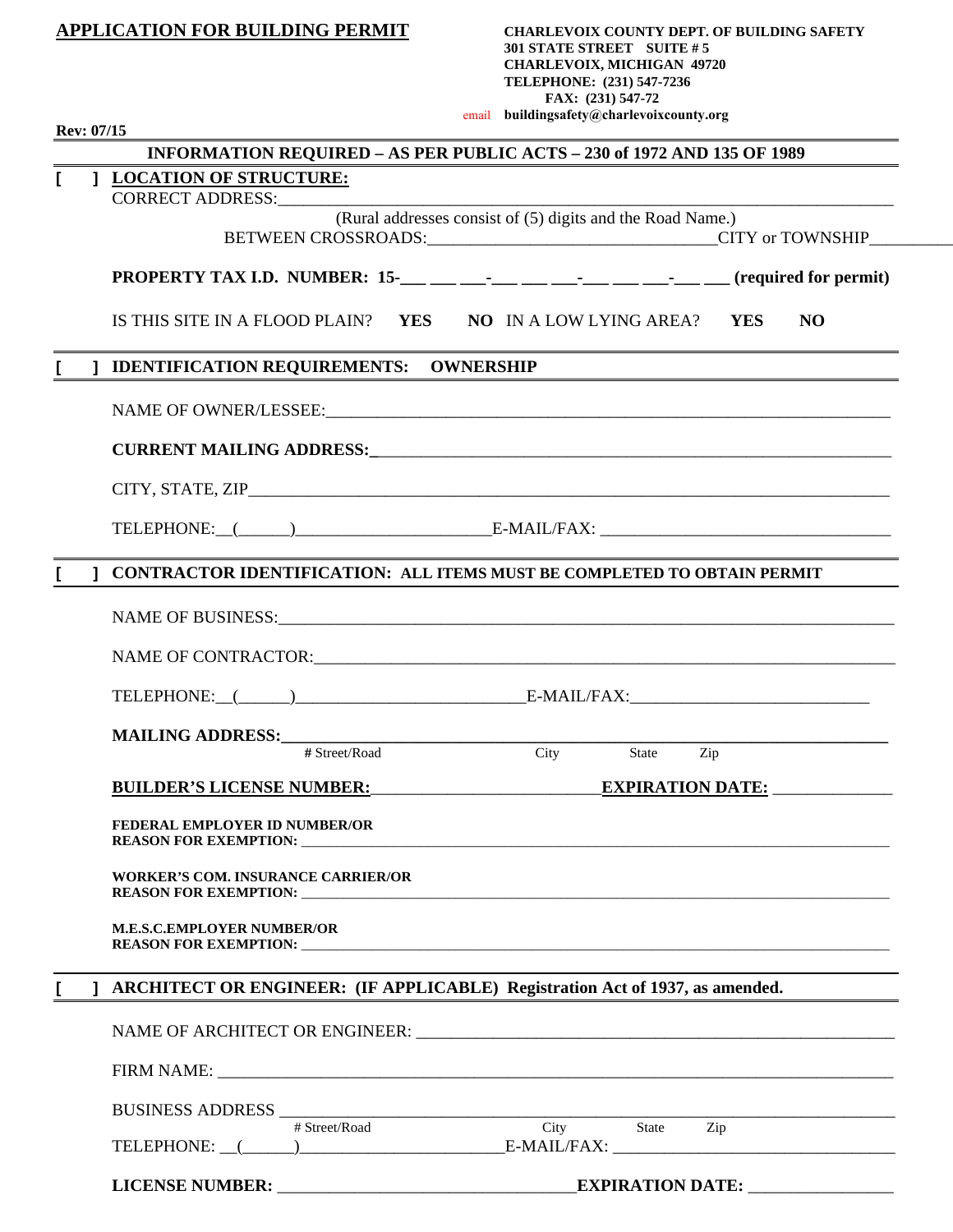## APPLICATION FOR BUILDING PERMIT

**CHARLEVOIX COUNTY DEPT. OF BUILDING SAFETY**
**301 STATE STREET SUITE # 5**
**CHARLEVOIX, MICHIGAN 49720**
**TELEPHONE: (231) 547-7236**
**FAX: (231) 547-72**
email **buildingsafety@charlevoixcounty.org**

**Rev: 07/15**

### INFORMATION REQUIRED – AS PER PUBLIC ACTS – 230 of 1972 AND 135 OF 1989

[ ] **LOCATION OF STRUCTURE:**

CORRECT ADDRESS:_______________________________________________

(Rural addresses consist of (5) digits and the Road Name.)

BETWEEN CROSSROADS:_______________________________CITY or TOWNSHIP__________

**PROPERTY TAX I.D. NUMBER: 15-___ ___ ___-___ ___ ___-___ ___ ___-___ ___ (required for permit)**

IS THIS SITE IN A FLOOD PLAIN? **YES** **NO** IN A LOW LYING AREA? **YES** **NO**

[ ] **IDENTIFICATION REQUIREMENTS: OWNERSHIP**

NAME OF OWNER/LESSEE:_______________________________________________

**CURRENT MAILING ADDRESS:**_______________________________________________

CITY, STATE, ZIP_______________________________________________

TELEPHONE:__(______)______________________E-MAIL/FAX: ______________________

[ ] **CONTRACTOR IDENTIFICATION: ALL ITEMS MUST BE COMPLETED TO OBTAIN PERMIT**

NAME OF BUSINESS:_______________________________________________

NAME OF CONTRACTOR:_______________________________________________

TELEPHONE:__(______)__________________________E-MAIL/FAX:__________________________

**MAILING ADDRESS:**_______________________________________________
# Street/Road City State Zip

**BUILDER'S LICENSE NUMBER:**_________________________**EXPIRATION DATE:** ______________

**FEDERAL EMPLOYER ID NUMBER/OR**
**REASON FOR EXEMPTION:** _______________________________________________

**WORKER'S COM. INSURANCE CARRIER/OR**
**REASON FOR EXEMPTION:** _______________________________________________

**M.E.S.C.EMPLOYER NUMBER/OR**
**REASON FOR EXEMPTION:** _______________________________________________

[ ] **ARCHITECT OR ENGINEER: (IF APPLICABLE) Registration Act of 1937, as amended.**

NAME OF ARCHITECT OR ENGINEER: _______________________________________________

FIRM NAME: _______________________________________________

BUSINESS ADDRESS _______________________________________________
# Street/Road City State Zip

TELEPHONE: __(______)________________________E-MAIL/FAX: ______________________________

**LICENSE NUMBER:** ___________________________________**EXPIRATION DATE:** ________________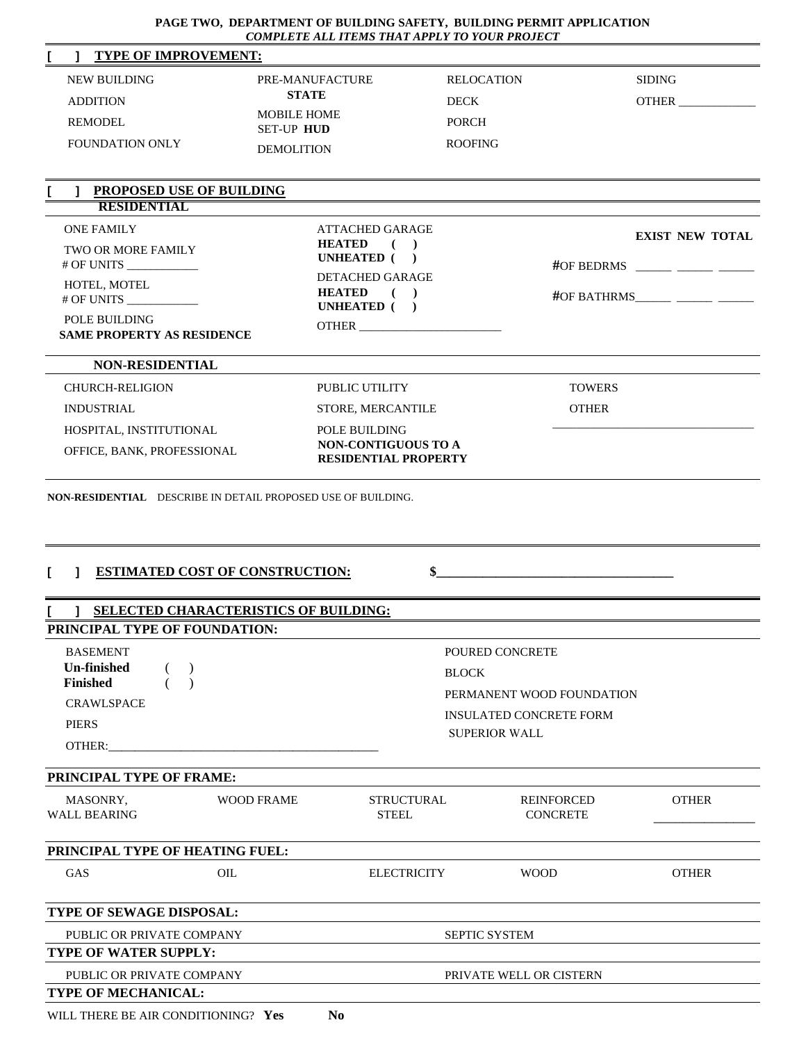**PAGE TWO, DEPARTMENT OF BUILDING SAFETY, BUILDING PERMIT APPLICATION**
***COMPLETE ALL ITEMS THAT APPLY TO YOUR PROJECT***

## [ ] TYPE OF IMPROVEMENT:

| | | | |
|---|---|---|---|
| NEW BUILDING | PRE-MANUFACTURE **STATE** | RELOCATION | SIDING |
| ADDITION | MOBILE HOME SET-UP **HUD** | DECK | OTHER _____________ |
| REMODEL | DEMOLITION | PORCH | |
| FOUNDATION ONLY | | ROOFING | |

## [ ] PROPOSED USE OF BUILDING

### RESIDENTIAL

| | | |
|---|---|---|
| ONE FAMILY | ATTACHED GARAGE **HEATED ( )** **UNHEATED ( )** | **EXIST NEW TOTAL** |
| TWO OR MORE FAMILY # OF UNITS ____________ | DETACHED GARAGE **HEATED ( )** **UNHEATED ( )** | **#**OF BEDRMS ______ ______ ______ |
| HOTEL, MOTEL # OF UNITS ____________ | OTHER ________________________ | **#**OF BATHRMS______ ______ ______ |
| POLE BUILDING **SAME PROPERTY AS RESIDENCE** | | |

### NON-RESIDENTIAL

| | | |
|---|---|---|
| CHURCH-RELIGION | PUBLIC UTILITY | TOWERS |
| INDUSTRIAL | STORE, MERCANTILE | OTHER |
| HOSPITAL, INSTITUTIONAL | POLE BUILDING **NON-CONTIGUOUS TO A RESIDENTIAL PROPERTY** | _________________________________ |
| OFFICE, BANK, PROFESSIONAL | | |

**NON-RESIDENTIAL** DESCRIBE IN DETAIL PROPOSED USE OF BUILDING.

## [ ] ESTIMATED COST OF CONSTRUCTION: $_____________________________________

## [ ] SELECTED CHARACTERISTICS OF BUILDING:

### PRINCIPAL TYPE OF FOUNDATION:

| | |
|---|---|
| BASEMENT **Un-finished ( )** **Finished ( )** | POURED CONCRETE |
| CRAWLSPACE | BLOCK |
| PIERS | PERMANENT WOOD FOUNDATION |
| OTHER:_______________________________________________ | INSULATED CONCRETE FORM |
| | SUPERIOR WALL |

### PRINCIPAL TYPE OF FRAME:

| | | | | |
|---|---|---|---|---|
| MASONRY, WALL BEARING | WOOD FRAME | STRUCTURAL STEEL | REINFORCED CONCRETE | OTHER ________________ |

### PRINCIPAL TYPE OF HEATING FUEL:

| | | | | |
|---|---|---|---|---|
| GAS | OIL | ELECTRICITY | WOOD | OTHER |

### TYPE OF SEWAGE DISPOSAL:

| | |
|---|---|
| PUBLIC OR PRIVATE COMPANY | SEPTIC SYSTEM |

### TYPE OF WATER SUPPLY:

| | |
|---|---|
| PUBLIC OR PRIVATE COMPANY | PRIVATE WELL OR CISTERN |

### TYPE OF MECHANICAL:

WILL THERE BE AIR CONDITIONING? **Yes** **No**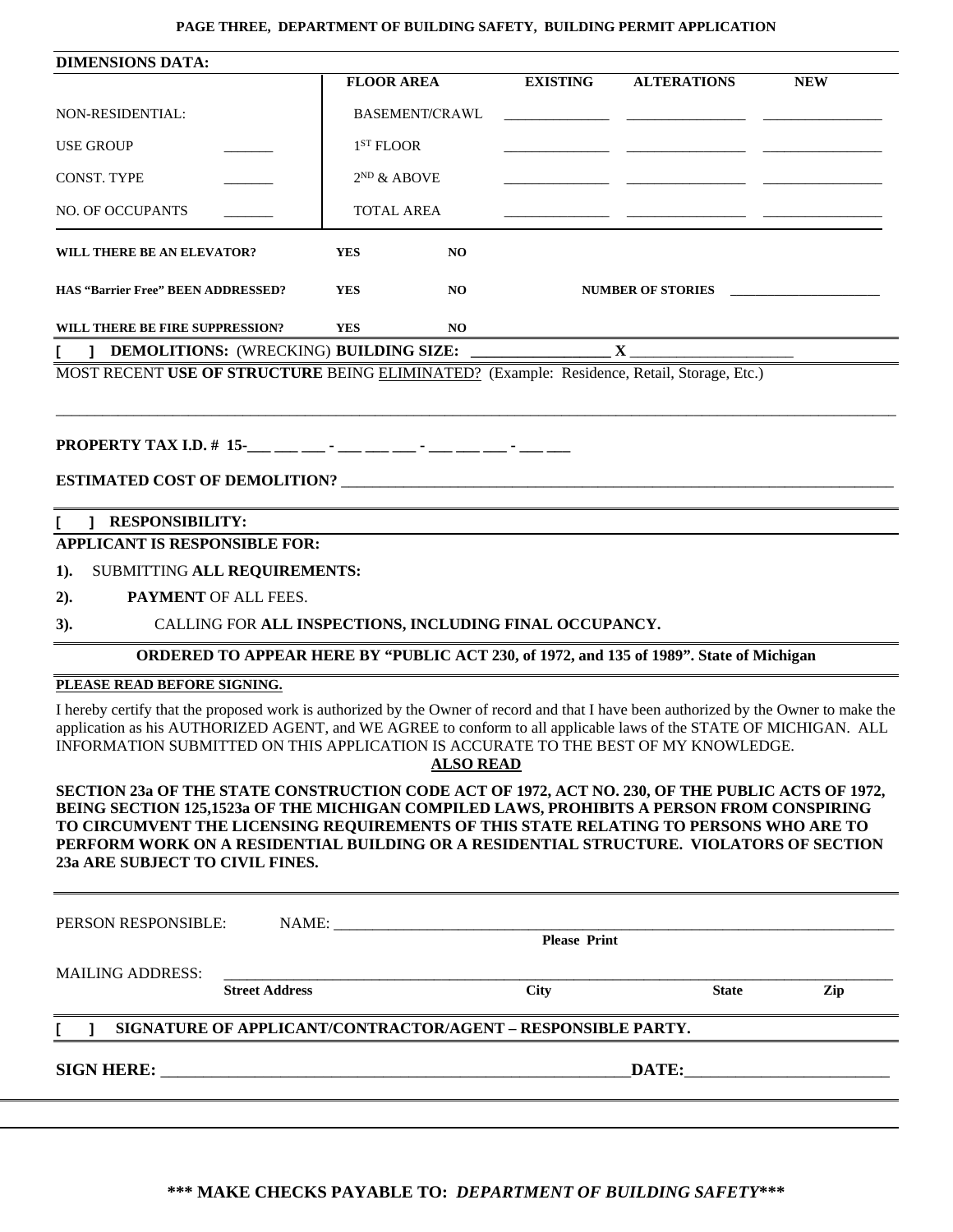**PAGE THREE, DEPARTMENT OF BUILDING SAFETY, BUILDING PERMIT APPLICATION**

**DIMENSIONS DATA:**

| | **FLOOR AREA** | **EXISTING** | **ALTERATIONS** | **NEW** |
|---|---|---|---|---|
| NON-RESIDENTIAL: | BASEMENT/CRAWL | ______________ | ________________ | ________________ |
| USE GROUP _______ | 1ST FLOOR | ______________ | ________________ | ________________ |
| CONST. TYPE _______ | 2ND & ABOVE | ______________ | ________________ | ________________ |
| NO. OF OCCUPANTS _______ | TOTAL AREA | ______________ | ________________ | ________________ |

**WILL THERE BE AN ELEVATOR?** **YES** **NO**

**HAS "Barrier Free" BEEN ADDRESSED?** **YES** **NO** **NUMBER OF STORIES** ______________________

**WILL THERE BE FIRE SUPPRESSION?** **YES** **NO**

**[ ] DEMOLITIONS:** (WRECKING) **BUILDING SIZE:** __________________ **X** _____________________

MOST RECENT **USE OF STRUCTURE** BEING ELIMINATED? (Example: Residence, Retail, Storage, Etc.)

_______________________________________________________________________________________________

**PROPERTY TAX I.D. # 15-___ ___ ___ - ___ ___ ___ - ___ ___ ___ - ___ ___**

**ESTIMATED COST OF DEMOLITION?** ________________________________________________________________

**[ ] RESPONSIBILITY:**

**APPLICANT IS RESPONSIBLE FOR:**

1). SUBMITTING **ALL REQUIREMENTS:**

2). **PAYMENT** OF ALL FEES.

3). CALLING FOR **ALL INSPECTIONS, INCLUDING FINAL OCCUPANCY.**

**ORDERED TO APPEAR HERE BY "PUBLIC ACT 230, of 1972, and 135 of 1989". State of Michigan**

**PLEASE READ BEFORE SIGNING.**

I hereby certify that the proposed work is authorized by the Owner of record and that I have been authorized by the Owner to make the application as his AUTHORIZED AGENT, and WE AGREE to conform to all applicable laws of the STATE OF MICHIGAN. ALL INFORMATION SUBMITTED ON THIS APPLICATION IS ACCURATE TO THE BEST OF MY KNOWLEDGE.

**ALSO READ**

**SECTION 23a OF THE STATE CONSTRUCTION CODE ACT OF 1972, ACT NO. 230, OF THE PUBLIC ACTS OF 1972, BEING SECTION 125,1523a OF THE MICHIGAN COMPILED LAWS, PROHIBITS A PERSON FROM CONSPIRING TO CIRCUMVENT THE LICENSING REQUIREMENTS OF THIS STATE RELATING TO PERSONS WHO ARE TO PERFORM WORK ON A RESIDENTIAL BUILDING OR A RESIDENTIAL STRUCTURE. VIOLATORS OF SECTION 23a ARE SUBJECT TO CIVIL FINES.**

PERSON RESPONSIBLE: NAME: ________________________________________________________________
**Please Print**

MAILING ADDRESS: ________________________________________________________________________
**Street Address** **City** **State** **Zip**

**[ ] SIGNATURE OF APPLICANT/CONTRACTOR/AGENT – RESPONSIBLE PARTY.**

**SIGN HERE:** ___________________________________________________**DATE:**_______________________

**\*\*\* MAKE CHECKS PAYABLE TO: *DEPARTMENT OF BUILDING SAFETY*\*\*\***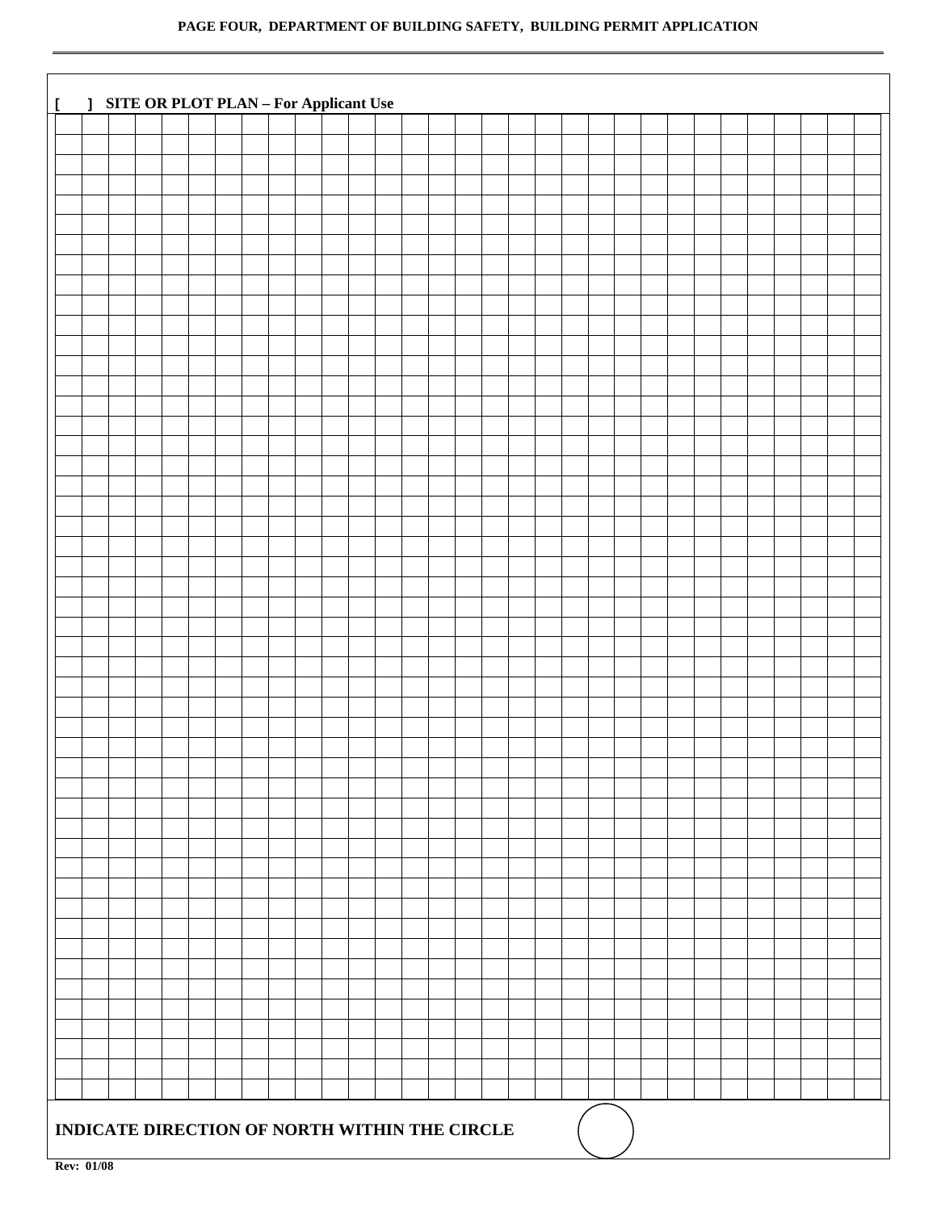PAGE FOUR, DEPARTMENT OF BUILDING SAFETY, BUILDING PERMIT APPLICATION

[ ] **SITE OR PLOT PLAN – For Applicant Use**

**INDICATE DIRECTION OF NORTH WITHIN THE CIRCLE**

**Rev: 01/08**